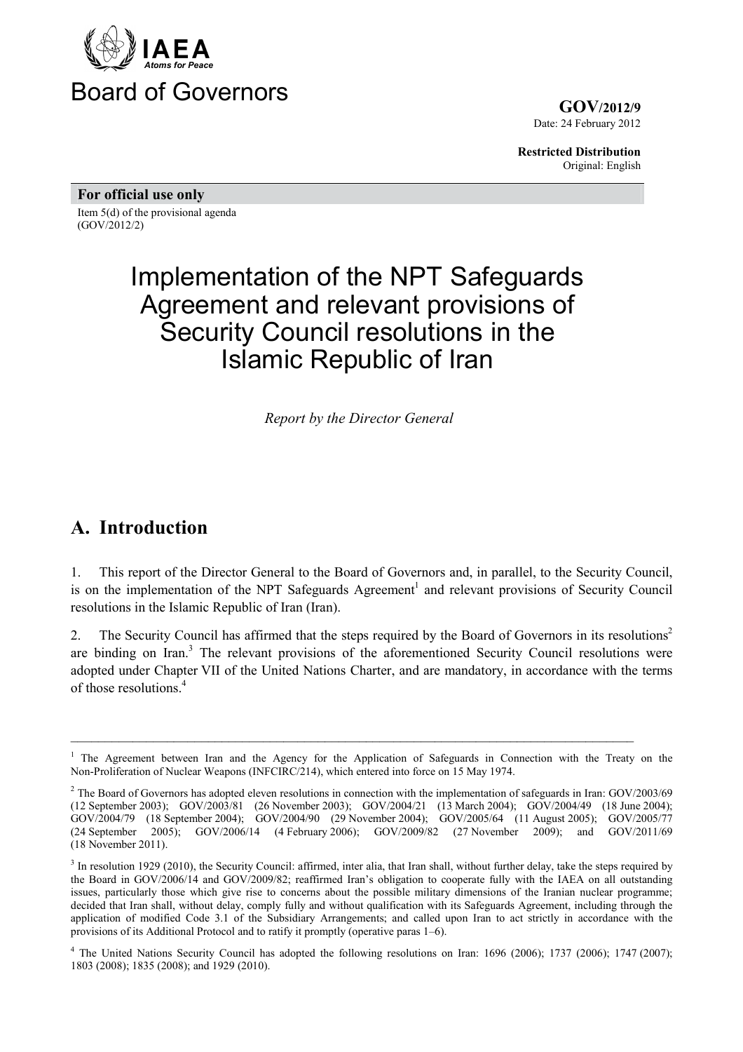IAEA

*Atoms for Peace*

# Board of Governors

**GOV/2012/9**
Date: 24 February 2012

**Restricted Distribution**
Original: English

**For official use only**

Item 5(d) of the provisional agenda
(GOV/2012/2)

# Implementation of the NPT Safeguards Agreement and relevant provisions of Security Council resolutions in the Islamic Republic of Iran

*Report by the Director General*

## A. Introduction

1. This report of the Director General to the Board of Governors and, in parallel, to the Security Council, is on the implementation of the NPT Safeguards Agreement[1] and relevant provisions of Security Council resolutions in the Islamic Republic of Iran (Iran).

2. The Security Council has affirmed that the steps required by the Board of Governors in its resolutions[2] are binding on Iran.[3] The relevant provisions of the aforementioned Security Council resolutions were adopted under Chapter VII of the United Nations Charter, and are mandatory, in accordance with the terms of those resolutions.[4]

---

[1] The Agreement between Iran and the Agency for the Application of Safeguards in Connection with the Treaty on the Non-Proliferation of Nuclear Weapons (INFCIRC/214), which entered into force on 15 May 1974.

[2] The Board of Governors has adopted eleven resolutions in connection with the implementation of safeguards in Iran: GOV/2003/69 (12 September 2003); GOV/2003/81 (26 November 2003); GOV/2004/21 (13 March 2004); GOV/2004/49 (18 June 2004); GOV/2004/79 (18 September 2004); GOV/2004/90 (29 November 2004); GOV/2005/64 (11 August 2005); GOV/2005/77 (24 September 2005); GOV/2006/14 (4 February 2006); GOV/2009/82 (27 November 2009); and GOV/2011/69 (18 November 2011).

[3] In resolution 1929 (2010), the Security Council: affirmed, inter alia, that Iran shall, without further delay, take the steps required by the Board in GOV/2006/14 and GOV/2009/82; reaffirmed Iran's obligation to cooperate fully with the IAEA on all outstanding issues, particularly those which give rise to concerns about the possible military dimensions of the Iranian nuclear programme; decided that Iran shall, without delay, comply fully and without qualification with its Safeguards Agreement, including through the application of modified Code 3.1 of the Subsidiary Arrangements; and called upon Iran to act strictly in accordance with the provisions of its Additional Protocol and to ratify it promptly (operative paras 1–6).

[4] The United Nations Security Council has adopted the following resolutions on Iran: 1696 (2006); 1737 (2006); 1747 (2007); 1803 (2008); 1835 (2008); and 1929 (2010).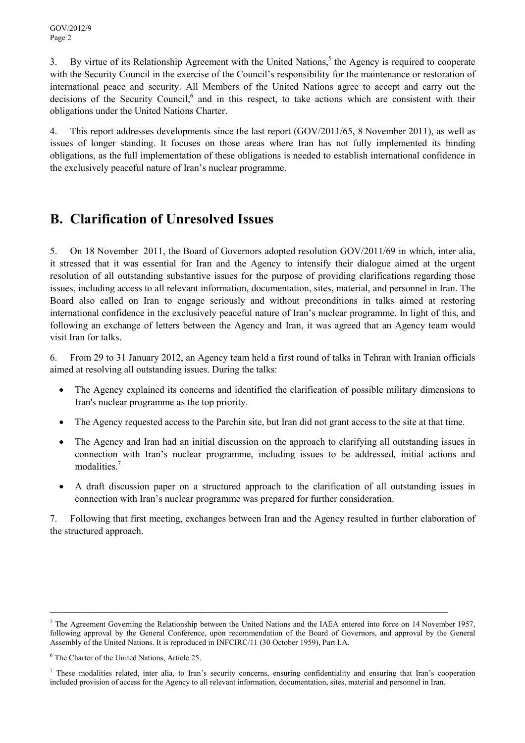3. By virtue of its Relationship Agreement with the United Nations,[5] the Agency is required to cooperate with the Security Council in the exercise of the Council's responsibility for the maintenance or restoration of international peace and security. All Members of the United Nations agree to accept and carry out the decisions of the Security Council,[6] and in this respect, to take actions which are consistent with their obligations under the United Nations Charter.

4. This report addresses developments since the last report (GOV/2011/65, 8 November 2011), as well as issues of longer standing. It focuses on those areas where Iran has not fully implemented its binding obligations, as the full implementation of these obligations is needed to establish international confidence in the exclusively peaceful nature of Iran's nuclear programme.

## B. Clarification of Unresolved Issues

5. On 18 November 2011, the Board of Governors adopted resolution GOV/2011/69 in which, inter alia, it stressed that it was essential for Iran and the Agency to intensify their dialogue aimed at the urgent resolution of all outstanding substantive issues for the purpose of providing clarifications regarding those issues, including access to all relevant information, documentation, sites, material, and personnel in Iran. The Board also called on Iran to engage seriously and without preconditions in talks aimed at restoring international confidence in the exclusively peaceful nature of Iran's nuclear programme. In light of this, and following an exchange of letters between the Agency and Iran, it was agreed that an Agency team would visit Iran for talks.

6. From 29 to 31 January 2012, an Agency team held a first round of talks in Tehran with Iranian officials aimed at resolving all outstanding issues. During the talks:

- The Agency explained its concerns and identified the clarification of possible military dimensions to Iran's nuclear programme as the top priority.
- The Agency requested access to the Parchin site, but Iran did not grant access to the site at that time.
- The Agency and Iran had an initial discussion on the approach to clarifying all outstanding issues in connection with Iran's nuclear programme, including issues to be addressed, initial actions and modalities.[7]
- A draft discussion paper on a structured approach to the clarification of all outstanding issues in connection with Iran's nuclear programme was prepared for further consideration.

7. Following that first meeting, exchanges between Iran and the Agency resulted in further elaboration of the structured approach.

---

[5] The Agreement Governing the Relationship between the United Nations and the IAEA entered into force on 14 November 1957, following approval by the General Conference, upon recommendation of the Board of Governors, and approval by the General Assembly of the United Nations. It is reproduced in INFCIRC/11 (30 October 1959), Part I.A.

[6] The Charter of the United Nations, Article 25.

[7] These modalities related, inter alia, to Iran's security concerns, ensuring confidentiality and ensuring that Iran's cooperation included provision of access for the Agency to all relevant information, documentation, sites, material and personnel in Iran.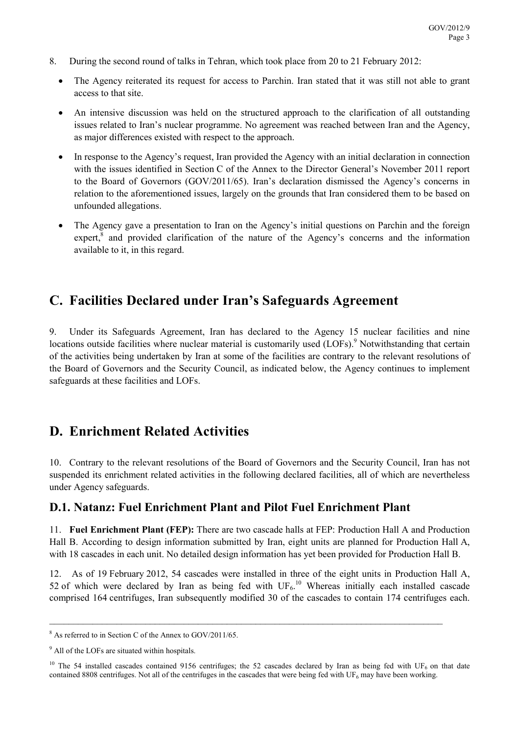8. During the second round of talks in Tehran, which took place from 20 to 21 February 2012:

- The Agency reiterated its request for access to Parchin. Iran stated that it was still not able to grant access to that site.
- An intensive discussion was held on the structured approach to the clarification of all outstanding issues related to Iran's nuclear programme. No agreement was reached between Iran and the Agency, as major differences existed with respect to the approach.
- In response to the Agency's request, Iran provided the Agency with an initial declaration in connection with the issues identified in Section C of the Annex to the Director General's November 2011 report to the Board of Governors (GOV/2011/65). Iran's declaration dismissed the Agency's concerns in relation to the aforementioned issues, largely on the grounds that Iran considered them to be based on unfounded allegations.
- The Agency gave a presentation to Iran on the Agency's initial questions on Parchin and the foreign expert,[8] and provided clarification of the nature of the Agency's concerns and the information available to it, in this regard.

# C. Facilities Declared under Iran's Safeguards Agreement

9. Under its Safeguards Agreement, Iran has declared to the Agency 15 nuclear facilities and nine locations outside facilities where nuclear material is customarily used (LOFs).[9] Notwithstanding that certain of the activities being undertaken by Iran at some of the facilities are contrary to the relevant resolutions of the Board of Governors and the Security Council, as indicated below, the Agency continues to implement safeguards at these facilities and LOFs.

# D. Enrichment Related Activities

10. Contrary to the relevant resolutions of the Board of Governors and the Security Council, Iran has not suspended its enrichment related activities in the following declared facilities, all of which are nevertheless under Agency safeguards.

## D.1. Natanz: Fuel Enrichment Plant and Pilot Fuel Enrichment Plant

11. **Fuel Enrichment Plant (FEP):** There are two cascade halls at FEP: Production Hall A and Production Hall B. According to design information submitted by Iran, eight units are planned for Production Hall A, with 18 cascades in each unit. No detailed design information has yet been provided for Production Hall B.

12. As of 19 February 2012, 54 cascades were installed in three of the eight units in Production Hall A, 52 of which were declared by Iran as being fed with $UF_6$.[10] Whereas initially each installed cascade comprised 164 centrifuges, Iran subsequently modified 30 of the cascades to contain 174 centrifuges each.

---

[8] As referred to in Section C of the Annex to GOV/2011/65.

[9] All of the LOFs are situated within hospitals.

[10] The 54 installed cascades contained 9156 centrifuges; the 52 cascades declared by Iran as being fed with $UF_6$ on that date contained 8808 centrifuges. Not all of the centrifuges in the cascades that were being fed with $UF_6$ may have been working.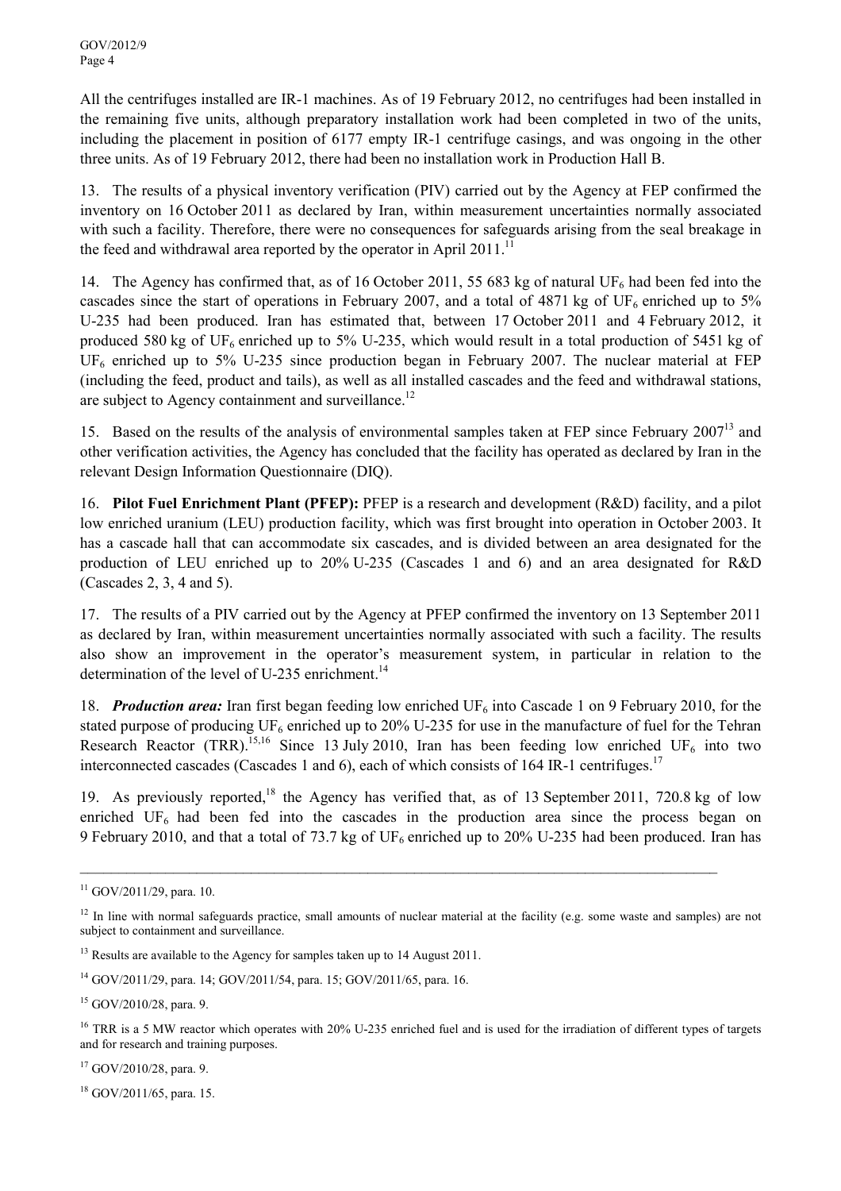All the centrifuges installed are IR-1 machines. As of 19 February 2012, no centrifuges had been installed in the remaining five units, although preparatory installation work had been completed in two of the units, including the placement in position of 6177 empty IR-1 centrifuge casings, and was ongoing in the other three units. As of 19 February 2012, there had been no installation work in Production Hall B.

13. The results of a physical inventory verification (PIV) carried out by the Agency at FEP confirmed the inventory on 16 October 2011 as declared by Iran, within measurement uncertainties normally associated with such a facility. Therefore, there were no consequences for safeguards arising from the seal breakage in the feed and withdrawal area reported by the operator in April 2011.[11]

14. The Agency has confirmed that, as of 16 October 2011, 55 683 kg of natural $UF_6$ had been fed into the cascades since the start of operations in February 2007, and a total of 4871 kg of $UF_6$ enriched up to 5% U-235 had been produced. Iran has estimated that, between 17 October 2011 and 4 February 2012, it produced 580 kg of $UF_6$ enriched up to 5% U-235, which would result in a total production of 5451 kg of $UF_6$ enriched up to 5% U-235 since production began in February 2007. The nuclear material at FEP (including the feed, product and tails), as well as all installed cascades and the feed and withdrawal stations, are subject to Agency containment and surveillance.[12]

15. Based on the results of the analysis of environmental samples taken at FEP since February 2007[13] and other verification activities, the Agency has concluded that the facility has operated as declared by Iran in the relevant Design Information Questionnaire (DIQ).

16. **Pilot Fuel Enrichment Plant (PFEP):** PFEP is a research and development (R&D) facility, and a pilot low enriched uranium (LEU) production facility, which was first brought into operation in October 2003. It has a cascade hall that can accommodate six cascades, and is divided between an area designated for the production of LEU enriched up to 20% U-235 (Cascades 1 and 6) and an area designated for R&D (Cascades 2, 3, 4 and 5).

17. The results of a PIV carried out by the Agency at PFEP confirmed the inventory on 13 September 2011 as declared by Iran, within measurement uncertainties normally associated with such a facility. The results also show an improvement in the operator's measurement system, in particular in relation to the determination of the level of U-235 enrichment.[14]

18. ***Production area:*** Iran first began feeding low enriched $UF_6$ into Cascade 1 on 9 February 2010, for the stated purpose of producing $UF_6$ enriched up to 20% U-235 for use in the manufacture of fuel for the Tehran Research Reactor (TRR).[15,16] Since 13 July 2010, Iran has been feeding low enriched $UF_6$ into two interconnected cascades (Cascades 1 and 6), each of which consists of 164 IR-1 centrifuges.[17]

19. As previously reported,[18] the Agency has verified that, as of 13 September 2011, 720.8 kg of low enriched $UF_6$ had been fed into the cascades in the production area since the process began on 9 February 2010, and that a total of 73.7 kg of $UF_6$ enriched up to 20% U-235 had been produced. Iran has

---

[11] GOV/2011/29, para. 10.

[12] In line with normal safeguards practice, small amounts of nuclear material at the facility (e.g. some waste and samples) are not subject to containment and surveillance.

[13] Results are available to the Agency for samples taken up to 14 August 2011.

[14] GOV/2011/29, para. 14; GOV/2011/54, para. 15; GOV/2011/65, para. 16.

[15] GOV/2010/28, para. 9.

[16] TRR is a 5 MW reactor which operates with 20% U-235 enriched fuel and is used for the irradiation of different types of targets and for research and training purposes.

[17] GOV/2010/28, para. 9.

[18] GOV/2011/65, para. 15.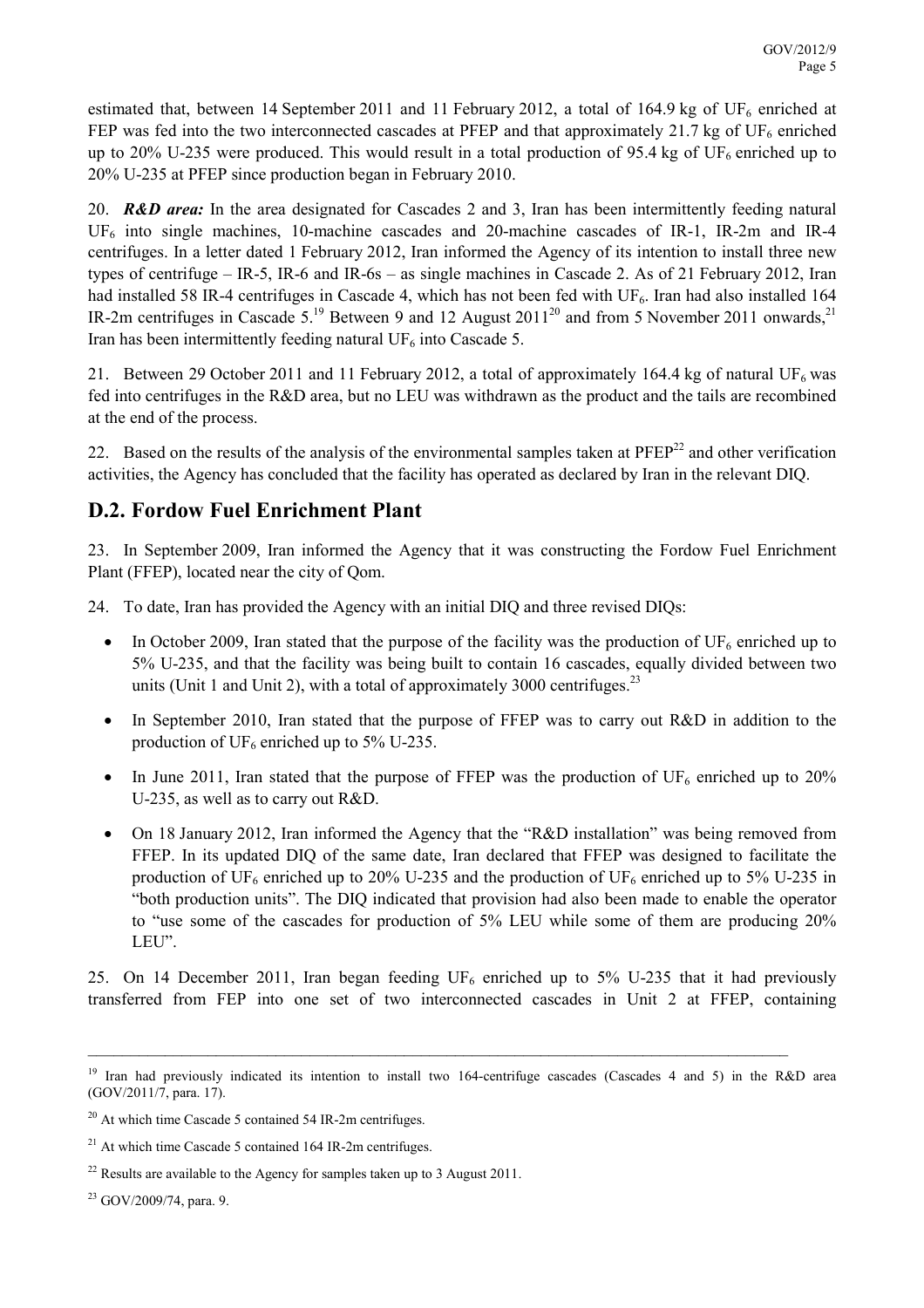estimated that, between 14 September 2011 and 11 February 2012, a total of 164.9 kg of $UF_6$ enriched at FEP was fed into the two interconnected cascades at PFEP and that approximately 21.7 kg of $UF_6$ enriched up to 20% U-235 were produced. This would result in a total production of 95.4 kg of $UF_6$ enriched up to 20% U-235 at PFEP since production began in February 2010.

20. ***R&D area:*** In the area designated for Cascades 2 and 3, Iran has been intermittently feeding natural $UF_6$ into single machines, 10-machine cascades and 20-machine cascades of IR-1, IR-2m and IR-4 centrifuges. In a letter dated 1 February 2012, Iran informed the Agency of its intention to install three new types of centrifuge – IR-5, IR-6 and IR-6s – as single machines in Cascade 2. As of 21 February 2012, Iran had installed 58 IR-4 centrifuges in Cascade 4, which has not been fed with $UF_6$. Iran had also installed 164 IR-2m centrifuges in Cascade 5.[19] Between 9 and 12 August 2011[20] and from 5 November 2011 onwards,[21] Iran has been intermittently feeding natural $UF_6$ into Cascade 5.

21. Between 29 October 2011 and 11 February 2012, a total of approximately 164.4 kg of natural $UF_6$ was fed into centrifuges in the R&D area, but no LEU was withdrawn as the product and the tails are recombined at the end of the process.

22. Based on the results of the analysis of the environmental samples taken at PFEP[22] and other verification activities, the Agency has concluded that the facility has operated as declared by Iran in the relevant DIQ.

## D.2. Fordow Fuel Enrichment Plant

23. In September 2009, Iran informed the Agency that it was constructing the Fordow Fuel Enrichment Plant (FFEP), located near the city of Qom.

24. To date, Iran has provided the Agency with an initial DIQ and three revised DIQs:

- In October 2009, Iran stated that the purpose of the facility was the production of $UF_6$ enriched up to 5% U-235, and that the facility was being built to contain 16 cascades, equally divided between two units (Unit 1 and Unit 2), with a total of approximately 3000 centrifuges.[23]
- In September 2010, Iran stated that the purpose of FFEP was to carry out R&D in addition to the production of $UF_6$ enriched up to 5% U-235.
- In June 2011, Iran stated that the purpose of FFEP was the production of $UF_6$ enriched up to 20% U-235, as well as to carry out R&D.
- On 18 January 2012, Iran informed the Agency that the "R&D installation" was being removed from FFEP. In its updated DIQ of the same date, Iran declared that FFEP was designed to facilitate the production of $UF_6$ enriched up to 20% U-235 and the production of $UF_6$ enriched up to 5% U-235 in "both production units". The DIQ indicated that provision had also been made to enable the operator to "use some of the cascades for production of 5% LEU while some of them are producing 20% LEU".

25. On 14 December 2011, Iran began feeding $UF_6$ enriched up to 5% U-235 that it had previously transferred from FEP into one set of two interconnected cascades in Unit 2 at FFEP, containing

---

[19] Iran had previously indicated its intention to install two 164-centrifuge cascades (Cascades 4 and 5) in the R&D area (GOV/2011/7, para. 17).

[20] At which time Cascade 5 contained 54 IR-2m centrifuges.

[21] At which time Cascade 5 contained 164 IR-2m centrifuges.

[22] Results are available to the Agency for samples taken up to 3 August 2011.

[23] GOV/2009/74, para. 9.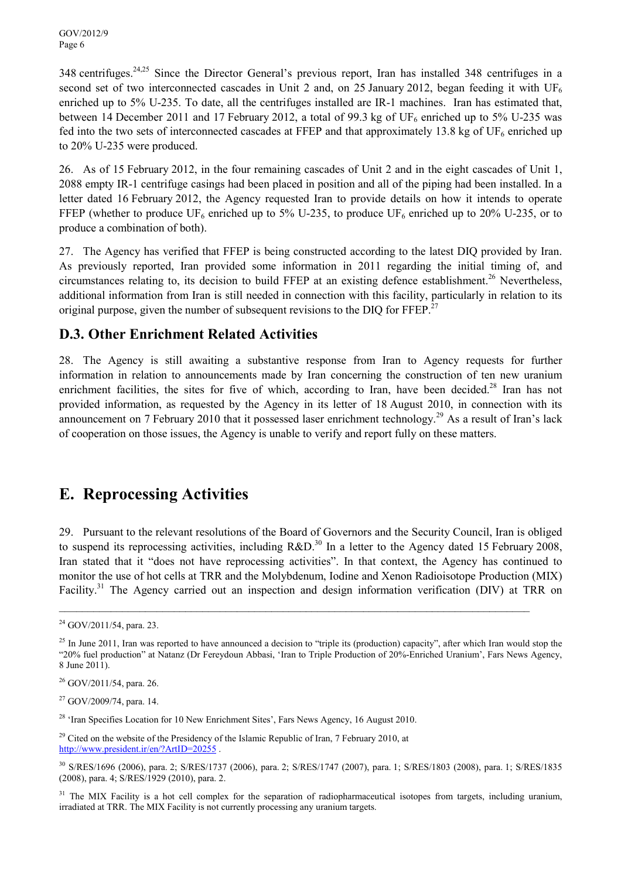348 centrifuges.[24,25] Since the Director General's previous report, Iran has installed 348 centrifuges in a second set of two interconnected cascades in Unit 2 and, on 25 January 2012, began feeding it with $UF_6$ enriched up to 5% U-235. To date, all the centrifuges installed are IR-1 machines. Iran has estimated that, between 14 December 2011 and 17 February 2012, a total of 99.3 kg of $UF_6$ enriched up to 5% U-235 was fed into the two sets of interconnected cascades at FFEP and that approximately 13.8 kg of $UF_6$ enriched up to 20% U-235 were produced.

26. As of 15 February 2012, in the four remaining cascades of Unit 2 and in the eight cascades of Unit 1, 2088 empty IR-1 centrifuge casings had been placed in position and all of the piping had been installed. In a letter dated 16 February 2012, the Agency requested Iran to provide details on how it intends to operate FFEP (whether to produce $UF_6$ enriched up to 5% U-235, to produce $UF_6$ enriched up to 20% U-235, or to produce a combination of both).

27. The Agency has verified that FFEP is being constructed according to the latest DIQ provided by Iran. As previously reported, Iran provided some information in 2011 regarding the initial timing of, and circumstances relating to, its decision to build FFEP at an existing defence establishment.[26] Nevertheless, additional information from Iran is still needed in connection with this facility, particularly in relation to its original purpose, given the number of subsequent revisions to the DIQ for FFEP.[27]

## D.3. Other Enrichment Related Activities

28. The Agency is still awaiting a substantive response from Iran to Agency requests for further information in relation to announcements made by Iran concerning the construction of ten new uranium enrichment facilities, the sites for five of which, according to Iran, have been decided.[28] Iran has not provided information, as requested by the Agency in its letter of 18 August 2010, in connection with its announcement on 7 February 2010 that it possessed laser enrichment technology.[29] As a result of Iran's lack of cooperation on those issues, the Agency is unable to verify and report fully on these matters.

# E. Reprocessing Activities

29. Pursuant to the relevant resolutions of the Board of Governors and the Security Council, Iran is obliged to suspend its reprocessing activities, including R&D.[30] In a letter to the Agency dated 15 February 2008, Iran stated that it "does not have reprocessing activities". In that context, the Agency has continued to monitor the use of hot cells at TRR and the Molybdenum, Iodine and Xenon Radioisotope Production (MIX) Facility.[31] The Agency carried out an inspection and design information verification (DIV) at TRR on

---

[24] GOV/2011/54, para. 23.

[25] In June 2011, Iran was reported to have announced a decision to "triple its (production) capacity", after which Iran would stop the "20% fuel production" at Natanz (Dr Fereydoun Abbasi, 'Iran to Triple Production of 20%-Enriched Uranium', Fars News Agency, 8 June 2011).

[26] GOV/2011/54, para. 26.

[27] GOV/2009/74, para. 14.

[28] 'Iran Specifies Location for 10 New Enrichment Sites', Fars News Agency, 16 August 2010.

[29] Cited on the website of the Presidency of the Islamic Republic of Iran, 7 February 2010, at http://www.president.ir/en/?ArtID=20255 .

[30] S/RES/1696 (2006), para. 2; S/RES/1737 (2006), para. 2; S/RES/1747 (2007), para. 1; S/RES/1803 (2008), para. 1; S/RES/1835 (2008), para. 4; S/RES/1929 (2010), para. 2.

[31] The MIX Facility is a hot cell complex for the separation of radiopharmaceutical isotopes from targets, including uranium, irradiated at TRR. The MIX Facility is not currently processing any uranium targets.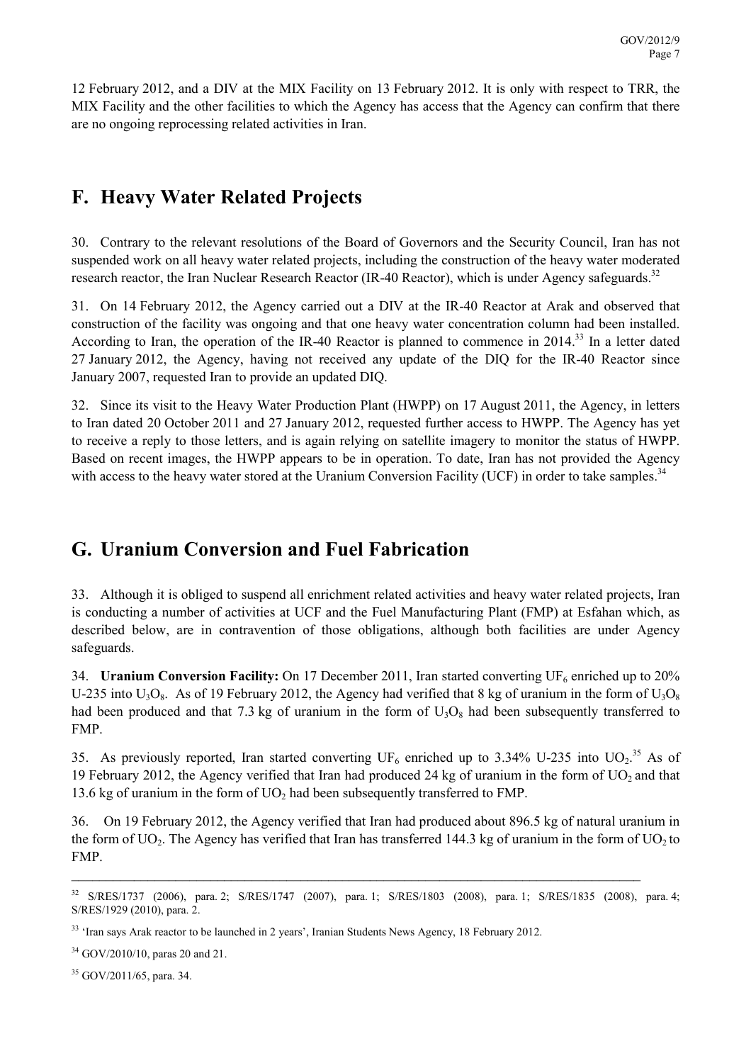12 February 2012, and a DIV at the MIX Facility on 13 February 2012. It is only with respect to TRR, the MIX Facility and the other facilities to which the Agency has access that the Agency can confirm that there are no ongoing reprocessing related activities in Iran.

## F. Heavy Water Related Projects

30. Contrary to the relevant resolutions of the Board of Governors and the Security Council, Iran has not suspended work on all heavy water related projects, including the construction of the heavy water moderated research reactor, the Iran Nuclear Research Reactor (IR-40 Reactor), which is under Agency safeguards.[32]

31. On 14 February 2012, the Agency carried out a DIV at the IR-40 Reactor at Arak and observed that construction of the facility was ongoing and that one heavy water concentration column had been installed. According to Iran, the operation of the IR-40 Reactor is planned to commence in 2014.[33] In a letter dated 27 January 2012, the Agency, having not received any update of the DIQ for the IR-40 Reactor since January 2007, requested Iran to provide an updated DIQ.

32. Since its visit to the Heavy Water Production Plant (HWPP) on 17 August 2011, the Agency, in letters to Iran dated 20 October 2011 and 27 January 2012, requested further access to HWPP. The Agency has yet to receive a reply to those letters, and is again relying on satellite imagery to monitor the status of HWPP. Based on recent images, the HWPP appears to be in operation. To date, Iran has not provided the Agency with access to the heavy water stored at the Uranium Conversion Facility (UCF) in order to take samples.[34]

## G. Uranium Conversion and Fuel Fabrication

33. Although it is obliged to suspend all enrichment related activities and heavy water related projects, Iran is conducting a number of activities at UCF and the Fuel Manufacturing Plant (FMP) at Esfahan which, as described below, are in contravention of those obligations, although both facilities are under Agency safeguards.

34. **Uranium Conversion Facility:** On 17 December 2011, Iran started converting $UF_6$ enriched up to 20% U-235 into $U_3O_8$. As of 19 February 2012, the Agency had verified that 8 kg of uranium in the form of $U_3O_8$ had been produced and that 7.3 kg of uranium in the form of $U_3O_8$ had been subsequently transferred to FMP.

35. As previously reported, Iran started converting $UF_6$ enriched up to 3.34% U-235 into $UO_2$.[35] As of 19 February 2012, the Agency verified that Iran had produced 24 kg of uranium in the form of $UO_2$ and that 13.6 kg of uranium in the form of $UO_2$ had been subsequently transferred to FMP.

36. On 19 February 2012, the Agency verified that Iran had produced about 896.5 kg of natural uranium in the form of $UO_2$. The Agency has verified that Iran has transferred 144.3 kg of uranium in the form of $UO_2$ to FMP.

---

[32] S/RES/1737 (2006), para. 2; S/RES/1747 (2007), para. 1; S/RES/1803 (2008), para. 1; S/RES/1835 (2008), para. 4; S/RES/1929 (2010), para. 2.

[33] 'Iran says Arak reactor to be launched in 2 years', Iranian Students News Agency, 18 February 2012.

[34] GOV/2010/10, paras 20 and 21.

[35] GOV/2011/65, para. 34.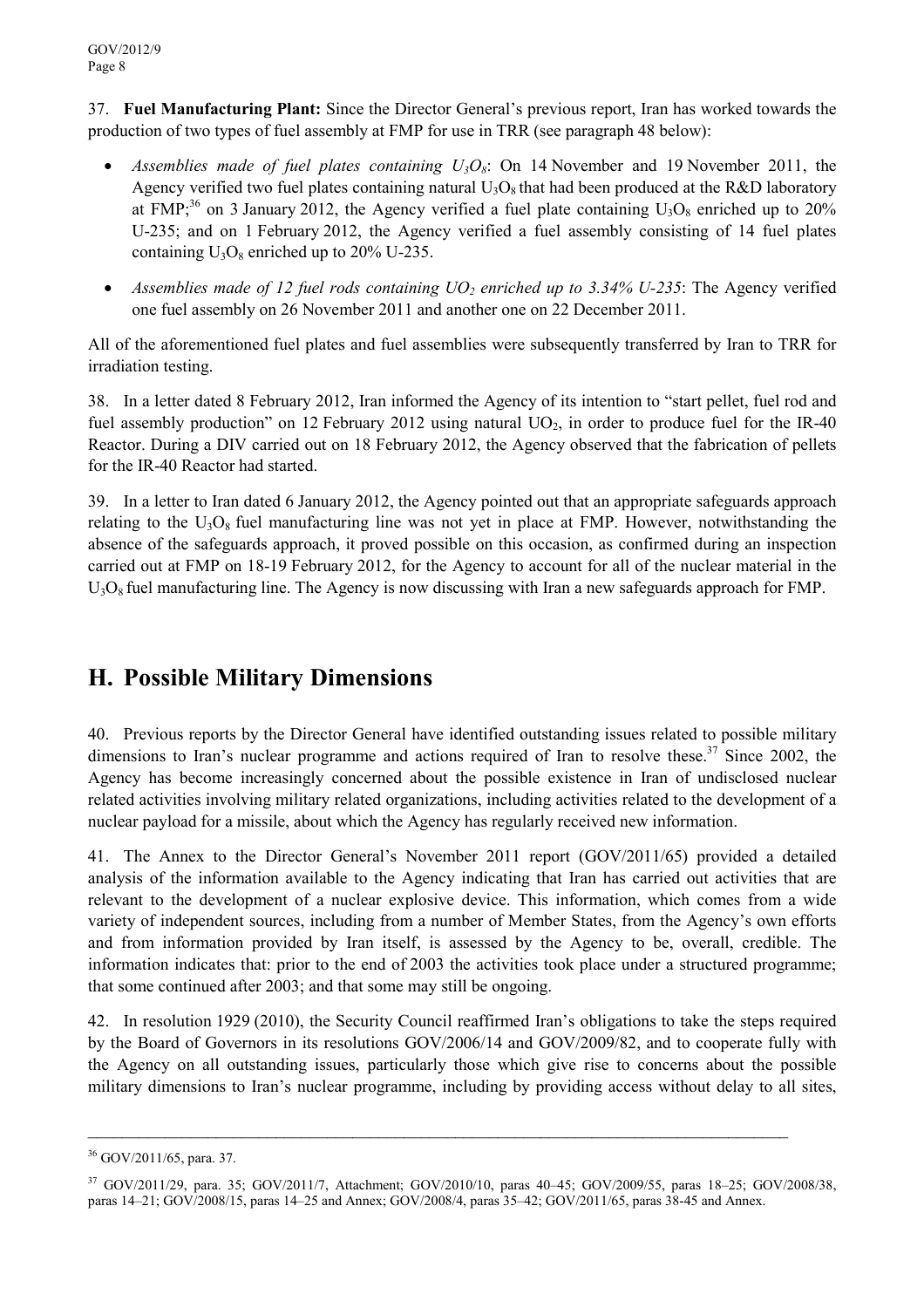37. **Fuel Manufacturing Plant:** Since the Director General's previous report, Iran has worked towards the production of two types of fuel assembly at FMP for use in TRR (see paragraph 48 below):

- *Assemblies made of fuel plates containing $U_3O_8$*: On 14 November and 19 November 2011, the Agency verified two fuel plates containing natural $U_3O_8$ that had been produced at the R&D laboratory at FMP;[36] on 3 January 2012, the Agency verified a fuel plate containing $U_3O_8$ enriched up to 20% U-235; and on 1 February 2012, the Agency verified a fuel assembly consisting of 14 fuel plates containing $U_3O_8$ enriched up to 20% U-235.
- *Assemblies made of 12 fuel rods containing $UO_2$ enriched up to 3.34% U-235*: The Agency verified one fuel assembly on 26 November 2011 and another one on 22 December 2011.

All of the aforementioned fuel plates and fuel assemblies were subsequently transferred by Iran to TRR for irradiation testing.

38. In a letter dated 8 February 2012, Iran informed the Agency of its intention to "start pellet, fuel rod and fuel assembly production" on 12 February 2012 using natural $UO_2$, in order to produce fuel for the IR-40 Reactor. During a DIV carried out on 18 February 2012, the Agency observed that the fabrication of pellets for the IR-40 Reactor had started.

39. In a letter to Iran dated 6 January 2012, the Agency pointed out that an appropriate safeguards approach relating to the $U_3O_8$ fuel manufacturing line was not yet in place at FMP. However, notwithstanding the absence of the safeguards approach, it proved possible on this occasion, as confirmed during an inspection carried out at FMP on 18-19 February 2012, for the Agency to account for all of the nuclear material in the $U_3O_8$ fuel manufacturing line. The Agency is now discussing with Iran a new safeguards approach for FMP.

## H. Possible Military Dimensions

40. Previous reports by the Director General have identified outstanding issues related to possible military dimensions to Iran's nuclear programme and actions required of Iran to resolve these.[37] Since 2002, the Agency has become increasingly concerned about the possible existence in Iran of undisclosed nuclear related activities involving military related organizations, including activities related to the development of a nuclear payload for a missile, about which the Agency has regularly received new information.

41. The Annex to the Director General's November 2011 report (GOV/2011/65) provided a detailed analysis of the information available to the Agency indicating that Iran has carried out activities that are relevant to the development of a nuclear explosive device. This information, which comes from a wide variety of independent sources, including from a number of Member States, from the Agency's own efforts and from information provided by Iran itself, is assessed by the Agency to be, overall, credible. The information indicates that: prior to the end of 2003 the activities took place under a structured programme; that some continued after 2003; and that some may still be ongoing.

42. In resolution 1929 (2010), the Security Council reaffirmed Iran's obligations to take the steps required by the Board of Governors in its resolutions GOV/2006/14 and GOV/2009/82, and to cooperate fully with the Agency on all outstanding issues, particularly those which give rise to concerns about the possible military dimensions to Iran's nuclear programme, including by providing access without delay to all sites,

---

[36] GOV/2011/65, para. 37.

[37] GOV/2011/29, para. 35; GOV/2011/7, Attachment; GOV/2010/10, paras 40–45; GOV/2009/55, paras 18–25; GOV/2008/38, paras 14–21; GOV/2008/15, paras 14–25 and Annex; GOV/2008/4, paras 35–42; GOV/2011/65, paras 38-45 and Annex.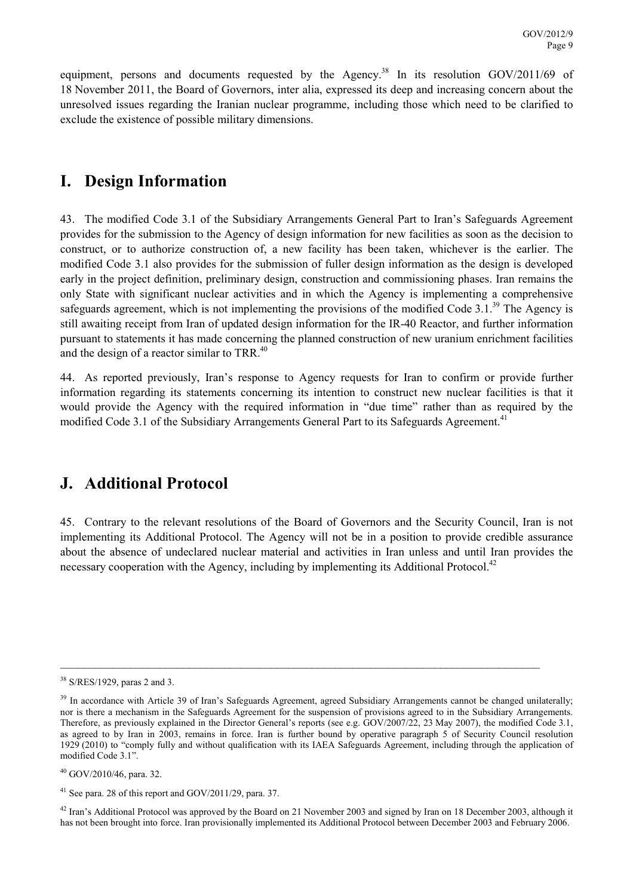equipment, persons and documents requested by the Agency.[38] In its resolution GOV/2011/69 of 18 November 2011, the Board of Governors, inter alia, expressed its deep and increasing concern about the unresolved issues regarding the Iranian nuclear programme, including those which need to be clarified to exclude the existence of possible military dimensions.

## I. Design Information

43. The modified Code 3.1 of the Subsidiary Arrangements General Part to Iran's Safeguards Agreement provides for the submission to the Agency of design information for new facilities as soon as the decision to construct, or to authorize construction of, a new facility has been taken, whichever is the earlier. The modified Code 3.1 also provides for the submission of fuller design information as the design is developed early in the project definition, preliminary design, construction and commissioning phases. Iran remains the only State with significant nuclear activities and in which the Agency is implementing a comprehensive safeguards agreement, which is not implementing the provisions of the modified Code 3.1.[39] The Agency is still awaiting receipt from Iran of updated design information for the IR-40 Reactor, and further information pursuant to statements it has made concerning the planned construction of new uranium enrichment facilities and the design of a reactor similar to TRR.[40]

44. As reported previously, Iran's response to Agency requests for Iran to confirm or provide further information regarding its statements concerning its intention to construct new nuclear facilities is that it would provide the Agency with the required information in "due time" rather than as required by the modified Code 3.1 of the Subsidiary Arrangements General Part to its Safeguards Agreement.[41]

## J. Additional Protocol

45. Contrary to the relevant resolutions of the Board of Governors and the Security Council, Iran is not implementing its Additional Protocol. The Agency will not be in a position to provide credible assurance about the absence of undeclared nuclear material and activities in Iran unless and until Iran provides the necessary cooperation with the Agency, including by implementing its Additional Protocol.[42]

---

[38] S/RES/1929, paras 2 and 3.

[39] In accordance with Article 39 of Iran's Safeguards Agreement, agreed Subsidiary Arrangements cannot be changed unilaterally; nor is there a mechanism in the Safeguards Agreement for the suspension of provisions agreed to in the Subsidiary Arrangements. Therefore, as previously explained in the Director General's reports (see e.g. GOV/2007/22, 23 May 2007), the modified Code 3.1, as agreed to by Iran in 2003, remains in force. Iran is further bound by operative paragraph 5 of Security Council resolution 1929 (2010) to "comply fully and without qualification with its IAEA Safeguards Agreement, including through the application of modified Code 3.1".

[40] GOV/2010/46, para. 32.

[41] See para. 28 of this report and GOV/2011/29, para. 37.

[42] Iran's Additional Protocol was approved by the Board on 21 November 2003 and signed by Iran on 18 December 2003, although it has not been brought into force. Iran provisionally implemented its Additional Protocol between December 2003 and February 2006.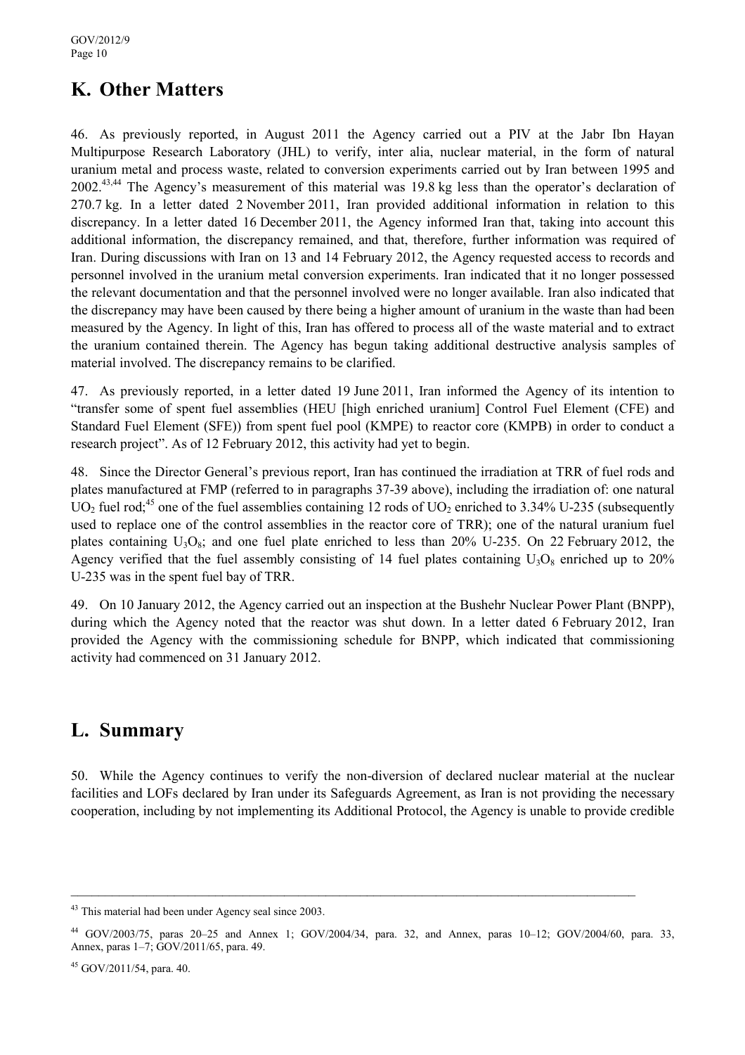## K. Other Matters

46. As previously reported, in August 2011 the Agency carried out a PIV at the Jabr Ibn Hayan Multipurpose Research Laboratory (JHL) to verify, inter alia, nuclear material, in the form of natural uranium metal and process waste, related to conversion experiments carried out by Iran between 1995 and 2002.[43,44] The Agency's measurement of this material was 19.8 kg less than the operator's declaration of 270.7 kg. In a letter dated 2 November 2011, Iran provided additional information in relation to this discrepancy. In a letter dated 16 December 2011, the Agency informed Iran that, taking into account this additional information, the discrepancy remained, and that, therefore, further information was required of Iran. During discussions with Iran on 13 and 14 February 2012, the Agency requested access to records and personnel involved in the uranium metal conversion experiments. Iran indicated that it no longer possessed the relevant documentation and that the personnel involved were no longer available. Iran also indicated that the discrepancy may have been caused by there being a higher amount of uranium in the waste than had been measured by the Agency. In light of this, Iran has offered to process all of the waste material and to extract the uranium contained therein. The Agency has begun taking additional destructive analysis samples of material involved. The discrepancy remains to be clarified.

47. As previously reported, in a letter dated 19 June 2011, Iran informed the Agency of its intention to "transfer some of spent fuel assemblies (HEU [high enriched uranium] Control Fuel Element (CFE) and Standard Fuel Element (SFE)) from spent fuel pool (KMPE) to reactor core (KMPB) in order to conduct a research project". As of 12 February 2012, this activity had yet to begin.

48. Since the Director General's previous report, Iran has continued the irradiation at TRR of fuel rods and plates manufactured at FMP (referred to in paragraphs 37-39 above), including the irradiation of: one natural $UO_2$ fuel rod;[45] one of the fuel assemblies containing 12 rods of $UO_2$ enriched to 3.34% U-235 (subsequently used to replace one of the control assemblies in the reactor core of TRR); one of the natural uranium fuel plates containing $U_3O_8$; and one fuel plate enriched to less than 20% U-235. On 22 February 2012, the Agency verified that the fuel assembly consisting of 14 fuel plates containing $U_3O_8$ enriched up to 20% U-235 was in the spent fuel bay of TRR.

49. On 10 January 2012, the Agency carried out an inspection at the Bushehr Nuclear Power Plant (BNPP), during which the Agency noted that the reactor was shut down. In a letter dated 6 February 2012, Iran provided the Agency with the commissioning schedule for BNPP, which indicated that commissioning activity had commenced on 31 January 2012.

## L. Summary

50. While the Agency continues to verify the non-diversion of declared nuclear material at the nuclear facilities and LOFs declared by Iran under its Safeguards Agreement, as Iran is not providing the necessary cooperation, including by not implementing its Additional Protocol, the Agency is unable to provide credible

---

[43] This material had been under Agency seal since 2003.

[44] GOV/2003/75, paras 20–25 and Annex 1; GOV/2004/34, para. 32, and Annex, paras 10–12; GOV/2004/60, para. 33, Annex, paras 1–7; GOV/2011/65, para. 49.

[45] GOV/2011/54, para. 40.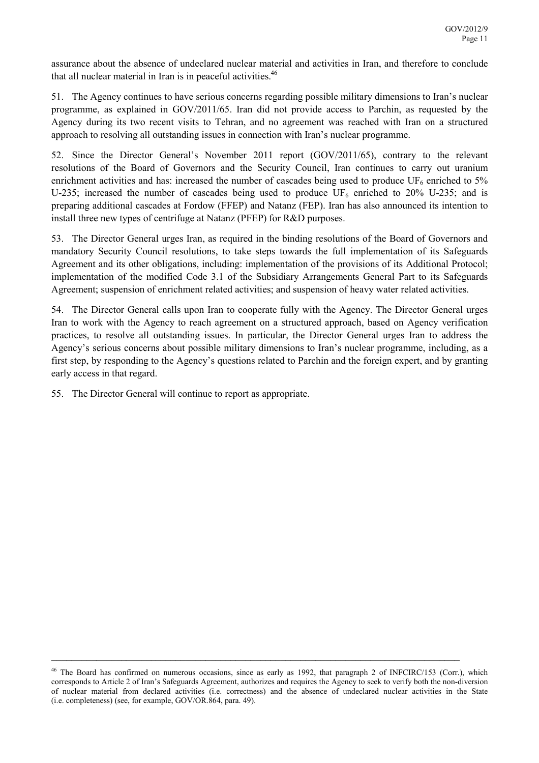assurance about the absence of undeclared nuclear material and activities in Iran, and therefore to conclude that all nuclear material in Iran is in peaceful activities.[46]

51. The Agency continues to have serious concerns regarding possible military dimensions to Iran's nuclear programme, as explained in GOV/2011/65. Iran did not provide access to Parchin, as requested by the Agency during its two recent visits to Tehran, and no agreement was reached with Iran on a structured approach to resolving all outstanding issues in connection with Iran's nuclear programme.

52. Since the Director General's November 2011 report (GOV/2011/65), contrary to the relevant resolutions of the Board of Governors and the Security Council, Iran continues to carry out uranium enrichment activities and has: increased the number of cascades being used to produce $UF_6$ enriched to 5% U-235; increased the number of cascades being used to produce $UF_6$ enriched to 20% U-235; and is preparing additional cascades at Fordow (FFEP) and Natanz (FEP). Iran has also announced its intention to install three new types of centrifuge at Natanz (PFEP) for R&D purposes.

53. The Director General urges Iran, as required in the binding resolutions of the Board of Governors and mandatory Security Council resolutions, to take steps towards the full implementation of its Safeguards Agreement and its other obligations, including: implementation of the provisions of its Additional Protocol; implementation of the modified Code 3.1 of the Subsidiary Arrangements General Part to its Safeguards Agreement; suspension of enrichment related activities; and suspension of heavy water related activities.

54. The Director General calls upon Iran to cooperate fully with the Agency. The Director General urges Iran to work with the Agency to reach agreement on a structured approach, based on Agency verification practices, to resolve all outstanding issues. In particular, the Director General urges Iran to address the Agency's serious concerns about possible military dimensions to Iran's nuclear programme, including, as a first step, by responding to the Agency's questions related to Parchin and the foreign expert, and by granting early access in that regard.

55. The Director General will continue to report as appropriate.

---

[46] The Board has confirmed on numerous occasions, since as early as 1992, that paragraph 2 of INFCIRC/153 (Corr.), which corresponds to Article 2 of Iran's Safeguards Agreement, authorizes and requires the Agency to seek to verify both the non-diversion of nuclear material from declared activities (i.e. correctness) and the absence of undeclared nuclear activities in the State (i.e. completeness) (see, for example, GOV/OR.864, para. 49).